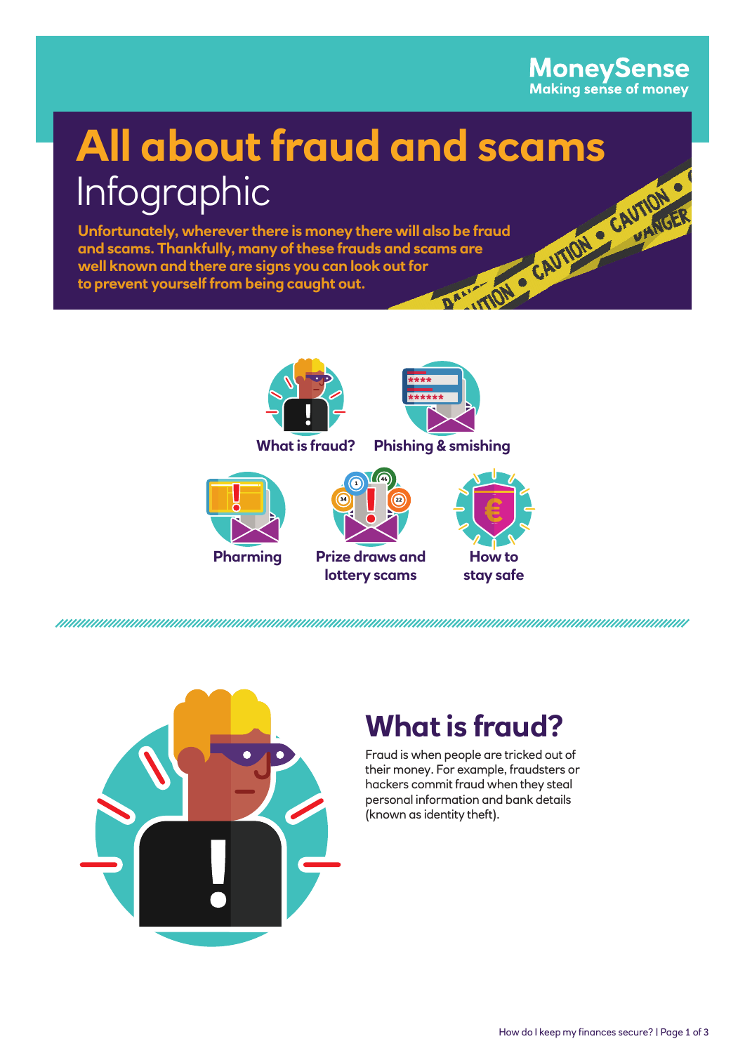MoneySense
Making sense of money

# All about fraud and scams

Infographic

**Unfortunately, wherever there is money there will also be fraud and scams. Thankfully, many of these frauds and scams are well known and there are signs you can look out for to prevent yourself from being caught out.**

- What is fraud?
- Phishing & smishing
- Pharming
- Prize draws and lottery scams
- How to stay safe

## What is fraud?

Fraud is when people are tricked out of their money. For example, fraudsters or hackers commit fraud when they steal personal information and bank details (known as identity theft).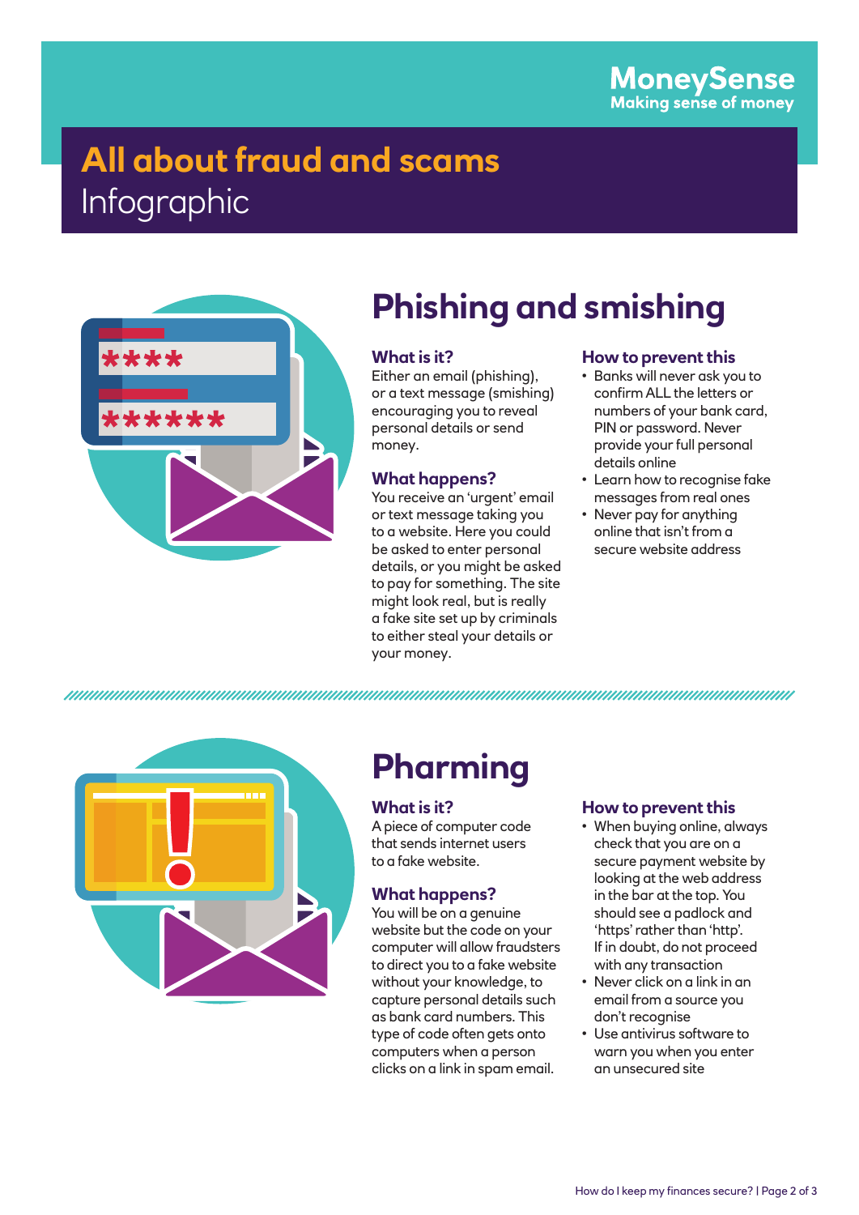MoneySense
Making sense of money

# All about fraud and scams

Infographic

## Phishing and smishing

### What is it?

Either an email (phishing), or a text message (smishing) encouraging you to reveal personal details or send money.

### What happens?

You receive an 'urgent' email or text message taking you to a website. Here you could be asked to enter personal details, or you might be asked to pay for something. The site might look real, but is really a fake site set up by criminals to either steal your details or your money.

### How to prevent this

- Banks will never ask you to confirm ALL the letters or numbers of your bank card, PIN or password. Never provide your full personal details online
- Learn how to recognise fake messages from real ones
- Never pay for anything online that isn't from a secure website address

## Pharming

### What is it?

A piece of computer code that sends internet users to a fake website.

### What happens?

You will be on a genuine website but the code on your computer will allow fraudsters to direct you to a fake website without your knowledge, to capture personal details such as bank card numbers. This type of code often gets onto computers when a person clicks on a link in spam email.

### How to prevent this

- When buying online, always check that you are on a secure payment website by looking at the web address in the bar at the top. You should see a padlock and 'https' rather than 'http'. If in doubt, do not proceed with any transaction
- Never click on a link in an email from a source you don't recognise
- Use antivirus software to warn you when you enter an unsecured site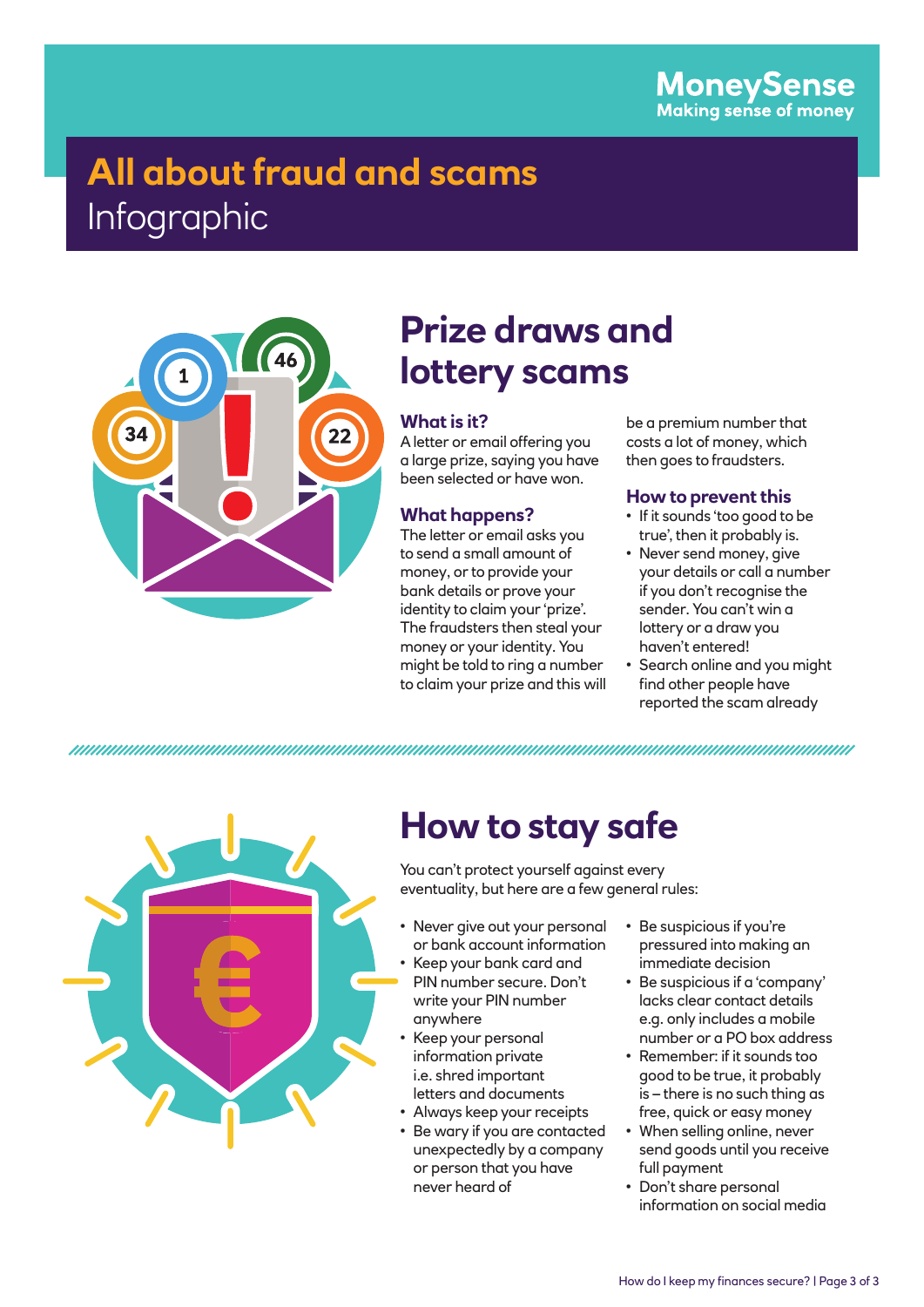MoneySense
Making sense of money

# All about fraud and scams
Infographic

## Prize draws and lottery scams

### What is it?

A letter or email offering you a large prize, saying you have been selected or have won.

### What happens?

The letter or email asks you to send a small amount of money, or to provide your bank details or prove your identity to claim your 'prize'. The fraudsters then steal your money or your identity. You might be told to ring a number to claim your prize and this will be a premium number that costs a lot of money, which then goes to fraudsters.

### How to prevent this

- If it sounds 'too good to be true', then it probably is.
- Never send money, give your details or call a number if you don't recognise the sender. You can't win a lottery or a draw you haven't entered!
- Search online and you might find other people have reported the scam already

## How to stay safe

You can't protect yourself against every eventuality, but here are a few general rules:

- Never give out your personal or bank account information
- Keep your bank card and PIN number secure. Don't write your PIN number anywhere
- Keep your personal information private i.e. shred important letters and documents
- Always keep your receipts
- Be wary if you are contacted unexpectedly by a company or person that you have never heard of
- Be suspicious if you're pressured into making an immediate decision
- Be suspicious if a 'company' lacks clear contact details e.g. only includes a mobile number or a PO box address
- Remember: if it sounds too good to be true, it probably is – there is no such thing as free, quick or easy money
- When selling online, never send goods until you receive full payment
- Don't share personal information on social media